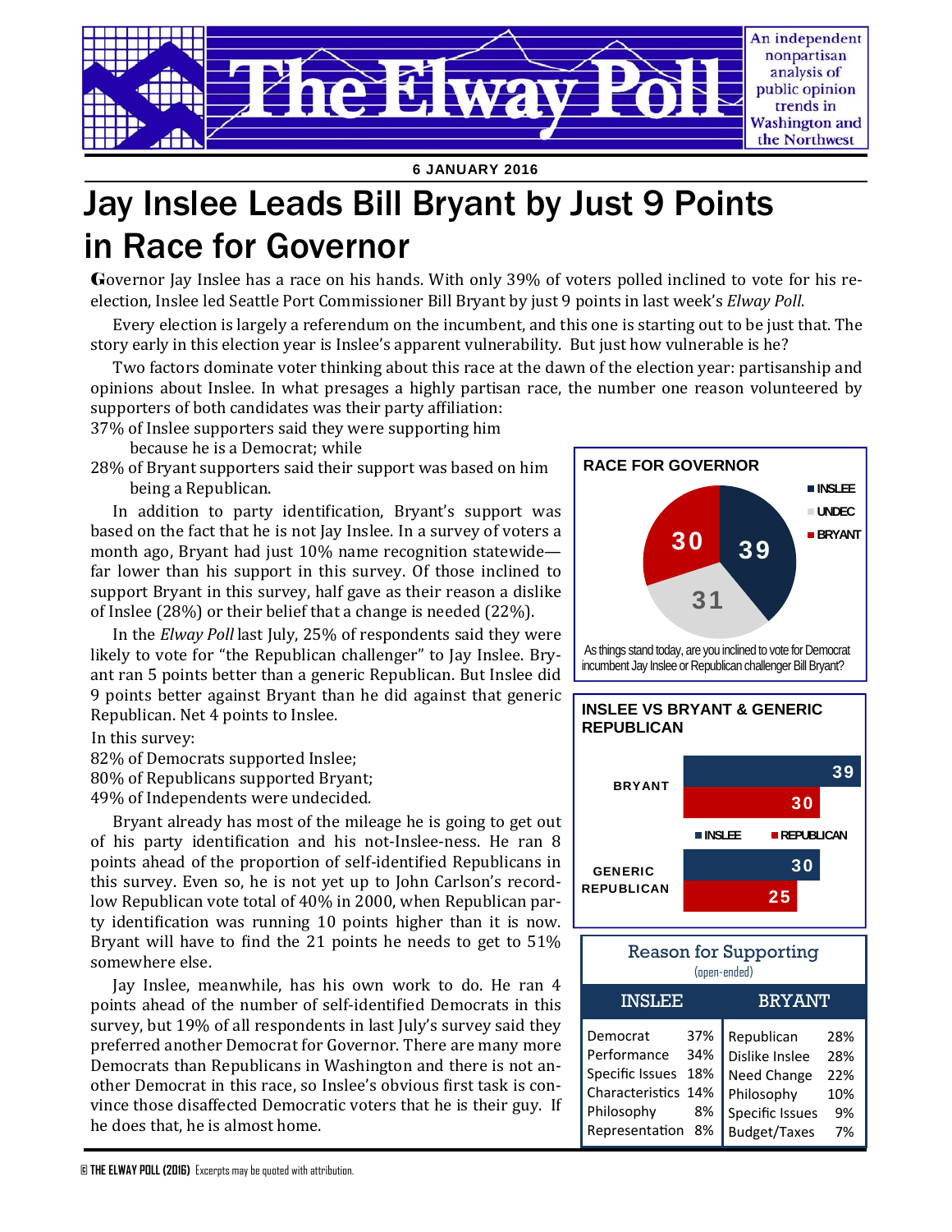# The Elway Poll

An independent nonpartisan analysis of public opinion trends in Washington and the Northwest

**6 JANUARY 2016**

# Jay Inslee Leads Bill Bryant by Just 9 Points in Race for Governor

Governor Jay Inslee has a race on his hands. With only 39% of voters polled inclined to vote for his re-election, Inslee led Seattle Port Commissioner Bill Bryant by just 9 points in last week's *Elway Poll*.

Every election is largely a referendum on the incumbent, and this one is starting out to be just that. The story early in this election year is Inslee's apparent vulnerability. But just how vulnerable is he?

Two factors dominate voter thinking about this race at the dawn of the election year: partisanship and opinions about Inslee. In what presages a highly partisan race, the number one reason volunteered by supporters of both candidates was their party affiliation:

37% of Inslee supporters said they were supporting him because he is a Democrat; while

28% of Bryant supporters said their support was based on him being a Republican.

In addition to party identification, Bryant's support was based on the fact that he is not Jay Inslee. In a survey of voters a month ago, Bryant had just 10% name recognition statewide—far lower than his support in this survey. Of those inclined to support Bryant in this survey, half gave as their reason a dislike of Inslee (28%) or their belief that a change is needed (22%).

In the *Elway Poll* last July, 25% of respondents said they were likely to vote for "the Republican challenger" to Jay Inslee. Bryant ran 5 points better than a generic Republican. But Inslee did 9 points better against Bryant than he did against that generic Republican. Net 4 points to Inslee.

In this survey:

82% of Democrats supported Inslee;

80% of Republicans supported Bryant;

49% of Independents were undecided.

Bryant already has most of the mileage he is going to get out of his party identification and his not-Inslee-ness. He ran 8 points ahead of the proportion of self-identified Republicans in this survey. Even so, he is not yet up to John Carlson's record-low Republican vote total of 40% in 2000, when Republican party identification was running 10 points higher than it is now. Bryant will have to find the 21 points he needs to get to 51% somewhere else.

Jay Inslee, meanwhile, has his own work to do. He ran 4 points ahead of the number of self-identified Democrats in this survey, but 19% of all respondents in last July's survey said they preferred another Democrat for Governor. There are many more Democrats than Republicans in Washington and there is not another Democrat in this race, so Inslee's obvious first task is convince those disaffected Democratic voters that he is their guy. If he does that, he is almost home.

**RACE FOR GOVERNOR**

| | % |
|---|---|
| Inslee | 39 |
| Undec | 31 |
| Bryant | 30 |

As things stand today, are you inclined to vote for Democrat incumbent Jay Inslee or Republican challenger Bill Bryant?

**INSLEE VS BRYANT & GENERIC REPUBLICAN**

| | Inslee | Republican |
|---|---|---|
| Bryant | 39 | 30 |
| Generic Republican | 30 | 25 |

**Reason for Supporting** (open-ended)

| INSLEE | | BRYANT | |
|---|---|---|---|
| Democrat | 37% | Republican | 28% |
| Performance | 34% | Dislike Inslee | 28% |
| Specific Issues | 18% | Need Change | 22% |
| Characteristics | 14% | Philosophy | 10% |
| Philosophy | 8% | Specific Issues | 9% |
| Representation | 8% | Budget/Taxes | 7% |

© THE ELWAY POLL (2016) Excerpts may be quoted with attribution.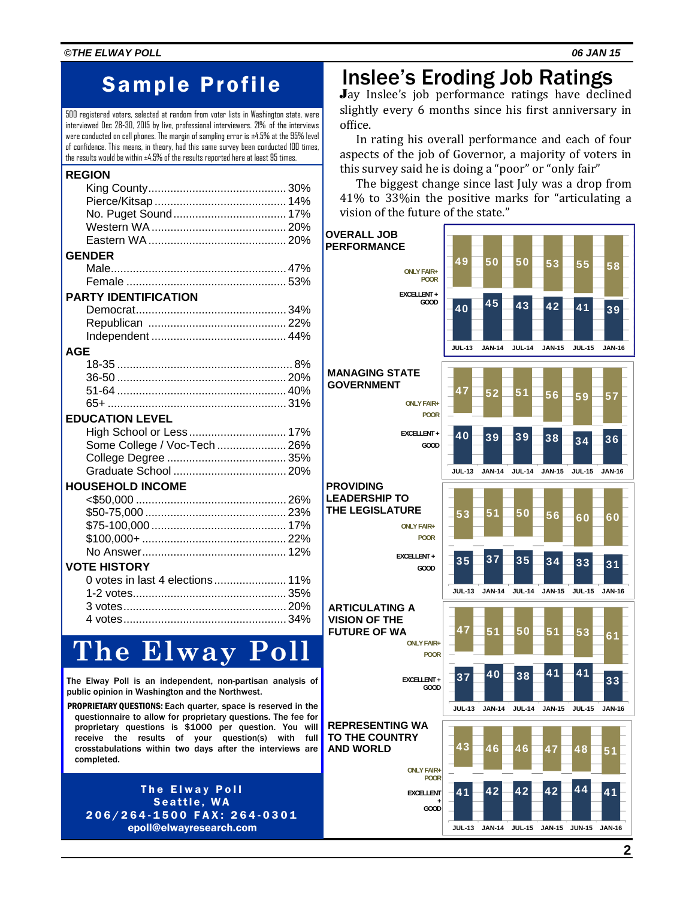## Sample Profile

500 registered voters, selected at random from voter lists in Washington state, were interviewed Dec 28-30, 2015 by live, professional interviewers. 21% of the interviews were conducted on cell phones. The margin of sampling error is ±4.5% at the 95% level of confidence. This means, in theory, had this same survey been conducted 100 times, the results would be within ±4.5% of the results reported here at least 95 times.

**REGION**

| | |
|---|---|
| King County | 30% |
| Pierce/Kitsap | 14% |
| No. Puget Sound | 17% |
| Western WA | 20% |
| Eastern WA | 20% |

**GENDER**

| | |
|---|---|
| Male | 47% |
| Female | 53% |

**PARTY IDENTIFICATION**

| | |
|---|---|
| Democrat | 34% |
| Republican | 22% |
| Independent | 44% |

**AGE**

| | |
|---|---|
| 18-35 | 8% |
| 36-50 | 20% |
| 51-64 | 40% |
| 65+ | 31% |

**EDUCATION LEVEL**

| | |
|---|---|
| High School or Less | 17% |
| Some College / Voc-Tech | 26% |
| College Degree | 35% |
| Graduate School | 20% |

**HOUSEHOLD INCOME**

| | |
|---|---|
| <$50,000 | 26% |
| $50-75,000 | 23% |
| $75-100,000 | 17% |
| $100,000+ | 22% |
| No Answer | 12% |

**VOTE HISTORY**

| | |
|---|---|
| 0 votes in last 4 elections | 11% |
| 1-2 votes | 35% |
| 3 votes | 20% |
| 4 votes | 34% |

## The Elway Poll

The Elway Poll is an independent, non-partisan analysis of public opinion in Washington and the Northwest.

**PROPRIETARY QUESTIONS:** Each quarter, space is reserved in the questionnaire to allow for proprietary questions. The fee for proprietary questions is $1000 per question. You will receive the results of your question(s) with full crosstabulations within two days after the interviews are completed.

**The Elway Poll**
**Seattle, WA**
**206/264-1500 FAX: 264-0301**
**epoll@elwayresearch.com**

# Inslee's Eroding Job Ratings

Jay Inslee's job performance ratings have declined slightly every 6 months since his first anniversary in office.

In rating his overall performance and each of four aspects of the job of Governor, a majority of voters in this survey said he is doing a "poor" or "only fair"

The biggest change since last July was a drop from 41% to 33%in the positive marks for "articulating a vision of the future of the state."

OVERALL JOB PERFORMANCE
ONLY FAIR+ POOR: 49, 50, 50, 53, 55, 58
EXCELLENT + GOOD: 40, 45, 43, 42, 41, 39
JUL-13, JAN-14, JUL-14, JAN-15, JUL-15, JAN-16

MANAGING STATE GOVERNMENT
ONLY FAIR+ POOR: 47, 52, 51, 56, 59, 57
EXCELLENT + GOOD: 40, 39, 39, 38, 34, 36
JUL-13, JAN-14, JUL-14, JAN-15, JUL-15, JAN-16

PROVIDING LEADERSHIP TO THE LEGISLATURE
ONLY FAIR+ POOR: 53, 51, 50, 56, 60, 60
EXCELLENT + GOOD: 35, 37, 35, 34, 33, 31
JUL-13, JAN-14, JUL-14, JAN-15, JUL-15, JAN-16

ARTICULATING A VISION OF THE FUTURE OF WA
ONLY FAIR+ POOR: 47, 51, 50, 51, 53, 61
EXCELLENT + GOOD: 37, 40, 38, 41, 41, 33
JUL-13, JAN-14, JUL-14, JAN-15, JUL-15, JAN-16

REPRESENTING WA TO THE COUNTRY AND WORLD
ONLY FAIR+ POOR: 43, 46, 46, 47, 48, 51
EXCELLENT + GOOD: 41, 42, 42, 42, 44, 41
JUL-13, JAN-14, JUL-15, JAN-15, JUN-15, JAN-16